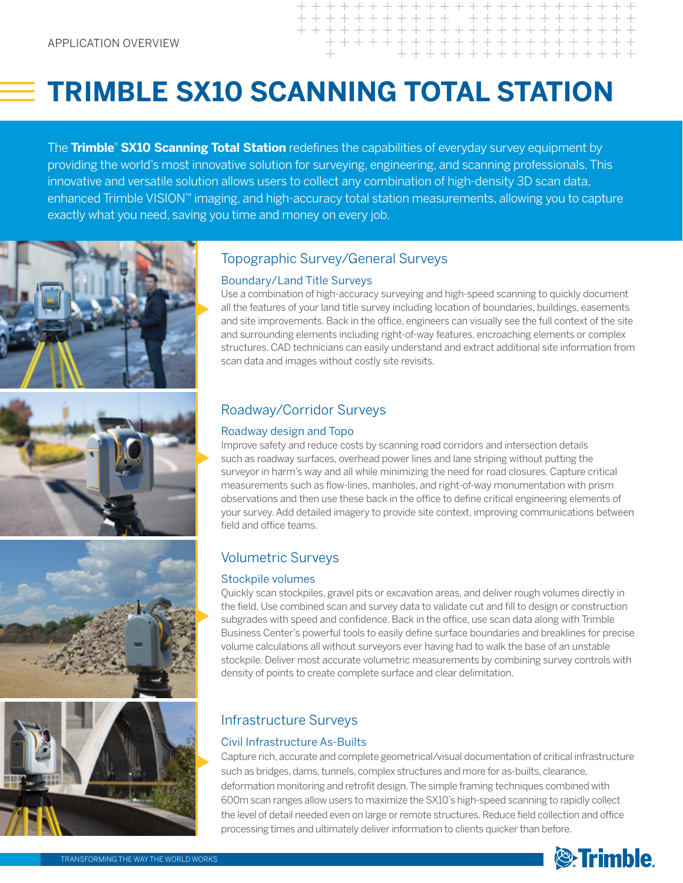APPLICATION OVERVIEW

# TRIMBLE SX10 SCANNING TOTAL STATION

The **Trimble® SX10 Scanning Total Station** redefines the capabilities of everyday survey equipment by providing the world's most innovative solution for surveying, engineering, and scanning professionals. This innovative and versatile solution allows users to collect any combination of high-density 3D scan data, enhanced Trimble VISION™ imaging, and high-accuracy total station measurements, allowing you to capture exactly what you need, saving you time and money on every job.

## Topographic Survey/General Surveys

### Boundary/Land Title Surveys

Use a combination of high-accuracy surveying and high-speed scanning to quickly document all the features of your land title survey including location of boundaries, buildings, easements and site improvements. Back in the office, engineers can visually see the full context of the site and surrounding elements including right-of-way features, encroaching elements or complex structures. CAD technicians can easily understand and extract additional site information from scan data and images without costly site revisits.

## Roadway/Corridor Surveys

### Roadway design and Topo

Improve safety and reduce costs by scanning road corridors and intersection details such as roadway surfaces, overhead power lines and lane striping without putting the surveyor in harm's way and all while minimizing the need for road closures. Capture critical measurements such as flow-lines, manholes, and right-of-way monumentation with prism observations and then use these back in the office to define critical engineering elements of your survey. Add detailed imagery to provide site context, improving communications between field and office teams.

## Volumetric Surveys

### Stockpile volumes

Quickly scan stockpiles, gravel pits or excavation areas, and deliver rough volumes directly in the field. Use combined scan and survey data to validate cut and fill to design or construction subgrades with speed and confidence. Back in the office, use scan data along with Trimble Business Center's powerful tools to easily define surface boundaries and breaklines for precise volume calculations all without surveyors ever having had to walk the base of an unstable stockpile. Deliver most accurate volumetric measurements by combining survey controls with density of points to create complete surface and clear delimitation.

## Infrastructure Surveys

### Civil Infrastructure As-Builts

Capture rich, accurate and complete geometrical/visual documentation of critical infrastructure such as bridges, dams, tunnels, complex structures and more for as-builts, clearance, deformation monitoring and retrofit design. The simple framing techniques combined with 600m scan ranges allow users to maximize the SX10's high-speed scanning to rapidly collect the level of detail needed even on large or remote structures. Reduce field collection and office processing times and ultimately deliver information to clients quicker than before.

TRANSFORMING THE WAY THE WORLD WORKS

Trimble.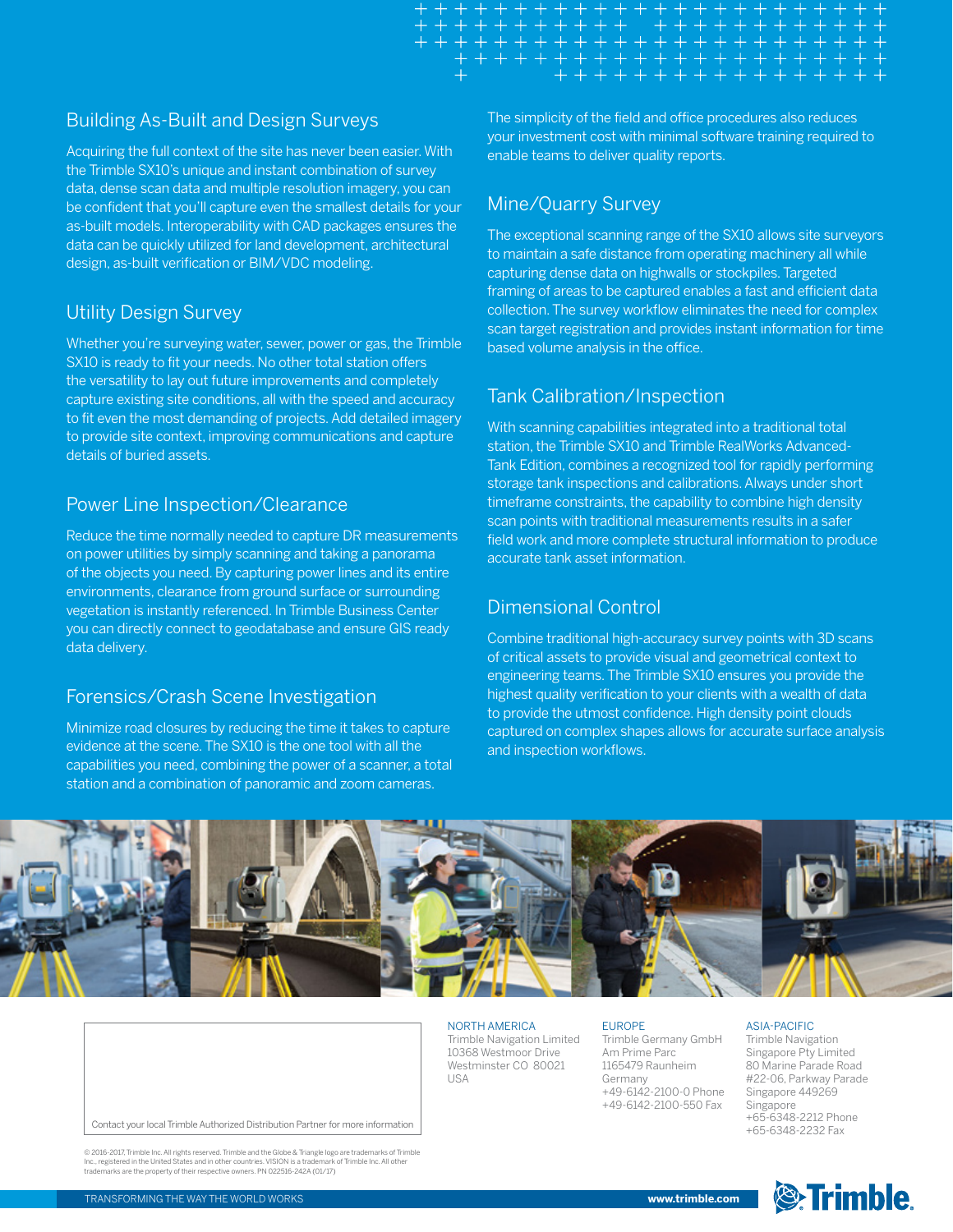## Building As-Built and Design Surveys

Acquiring the full context of the site has never been easier. With the Trimble SX10's unique and instant combination of survey data, dense scan data and multiple resolution imagery, you can be confident that you'll capture even the smallest details for your as-built models. Interoperability with CAD packages ensures the data can be quickly utilized for land development, architectural design, as-built verification or BIM/VDC modeling.

## Utility Design Survey

Whether you're surveying water, sewer, power or gas, the Trimble SX10 is ready to fit your needs. No other total station offers the versatility to lay out future improvements and completely capture existing site conditions, all with the speed and accuracy to fit even the most demanding of projects. Add detailed imagery to provide site context, improving communications and capture details of buried assets.

## Power Line Inspection/Clearance

Reduce the time normally needed to capture DR measurements on power utilities by simply scanning and taking a panorama of the objects you need. By capturing power lines and its entire environments, clearance from ground surface or surrounding vegetation is instantly referenced. In Trimble Business Center you can directly connect to geodatabase and ensure GIS ready data delivery.

## Forensics/Crash Scene Investigation

Minimize road closures by reducing the time it takes to capture evidence at the scene. The SX10 is the one tool with all the capabilities you need, combining the power of a scanner, a total station and a combination of panoramic and zoom cameras.

The simplicity of the field and office procedures also reduces your investment cost with minimal software training required to enable teams to deliver quality reports.

## Mine/Quarry Survey

The exceptional scanning range of the SX10 allows site surveyors to maintain a safe distance from operating machinery all while capturing dense data on highwalls or stockpiles. Targeted framing of areas to be captured enables a fast and efficient data collection. The survey workflow eliminates the need for complex scan target registration and provides instant information for time based volume analysis in the office.

## Tank Calibration/Inspection

With scanning capabilities integrated into a traditional total station, the Trimble SX10 and Trimble RealWorks Advanced-Tank Edition, combines a recognized tool for rapidly performing storage tank inspections and calibrations. Always under short timeframe constraints, the capability to combine high density scan points with traditional measurements results in a safer field work and more complete structural information to produce accurate tank asset information.

## Dimensional Control

Combine traditional high-accuracy survey points with 3D scans of critical assets to provide visual and geometrical context to engineering teams. The Trimble SX10 ensures you provide the highest quality verification to your clients with a wealth of data to provide the utmost confidence. High density point clouds captured on complex shapes allows for accurate surface analysis and inspection workflows.

Contact your local Trimble Authorized Distribution Partner for more information

**NORTH AMERICA**
Trimble Navigation Limited
10368 Westmoor Drive
Westminster CO 80021
USA

**EUROPE**
Trimble Germany GmbH
Am Prime Parc
1165479 Raunheim
Germany
+49-6142-2100-0 Phone
+49-6142-2100-550 Fax

**ASIA-PACIFIC**
Trimble Navigation
Singapore Pty Limited
80 Marine Parade Road
#22-06, Parkway Parade
Singapore 449269
Singapore
+65-6348-2212 Phone
+65-6348-2232 Fax

© 2016-2017, Trimble Inc. All rights reserved. Trimble and the Globe & Triangle logo are trademarks of Trimble Inc., registered in the United States and in other countries. VISION is a trademark of Trimble Inc. All other trademarks are the property of their respective owners. PN 022516-242A (01/17)

TRANSFORMING THE WAY THE WORLD WORKS

www.trimble.com

Trimble.